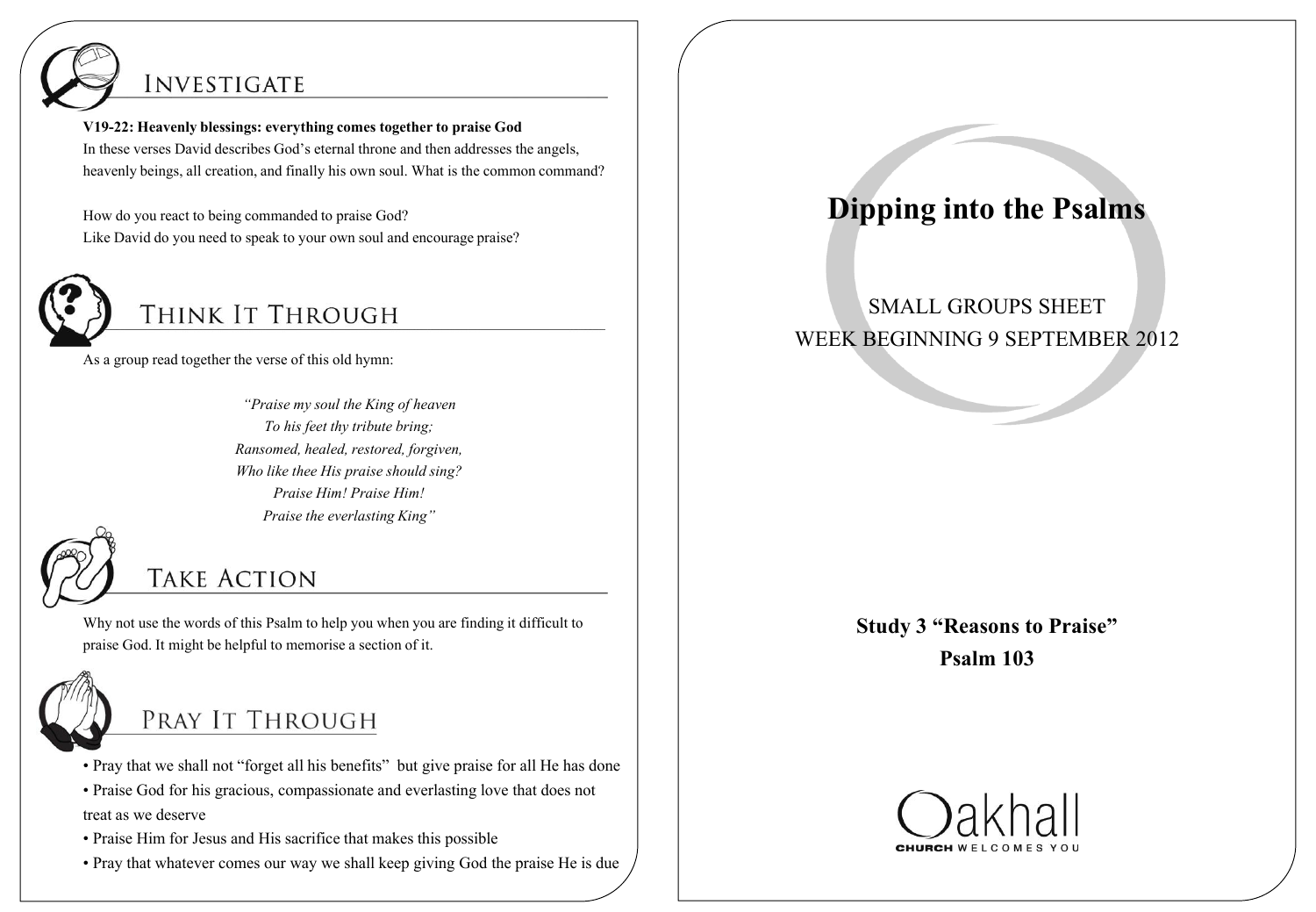## Investigate

**V19-22: Heavenly blessings: everything comes together to praise God**

In these verses David describes God's eternal throne and then addresses the angels, heavenly beings, all creation, and finally his own soul. What is the common command?

How do you react to being commanded to praise God?
Like David do you need to speak to your own soul and encourage praise?

## Think It Through

As a group read together the verse of this old hymn:

*"Praise my soul the King of heaven*
*To his feet thy tribute bring;*
*Ransomed, healed, restored, forgiven,*
*Who like thee His praise should sing?*
*Praise Him! Praise Him!*
*Praise the everlasting King"*

## Take Action

Why not use the words of this Psalm to help you when you are finding it difficult to praise God. It might be helpful to memorise a section of it.

## Pray It Through

- Pray that we shall not "forget all his benefits" but give praise for all He has done
- Praise God for his gracious, compassionate and everlasting love that does not treat as we deserve
- Praise Him for Jesus and His sacrifice that makes this possible
- Pray that whatever comes our way we shall keep giving God the praise He is due

# Dipping into the Psalms

SMALL GROUPS SHEET
WEEK BEGINNING 9 SEPTEMBER 2012

**Study 3 "Reasons to Praise"**

**Psalm 103**

Oakhall
CHURCH WELCOMES YOU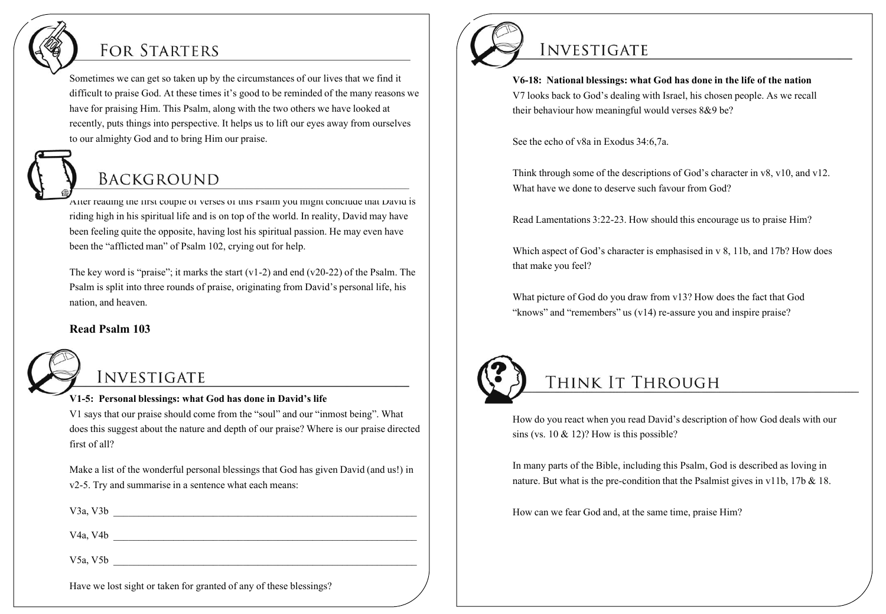## For Starters

Sometimes we can get so taken up by the circumstances of our lives that we find it difficult to praise God. At these times it's good to be reminded of the many reasons we have for praising Him. This Psalm, along with the two others we have looked at recently, puts things into perspective. It helps us to lift our eyes away from ourselves to our almighty God and to bring Him our praise.

## Background

After reading the first couple of verses of this Psalm you might conclude that David is riding high in his spiritual life and is on top of the world. In reality, David may have been feeling quite the opposite, having lost his spiritual passion. He may even have been the "afflicted man" of Psalm 102, crying out for help.

The key word is "praise"; it marks the start (v1-2) and end (v20-22) of the Psalm. The Psalm is split into three rounds of praise, originating from David's personal life, his nation, and heaven.

**Read Psalm 103**

## Investigate

**V1-5: Personal blessings: what God has done in David's life**

V1 says that our praise should come from the "soul" and our "inmost being". What does this suggest about the nature and depth of our praise? Where is our praise directed first of all?

Make a list of the wonderful personal blessings that God has given David (and us!) in v2-5. Try and summarise in a sentence what each means:

V3a, V3b ____________________________________________

V4a, V4b ____________________________________________

V5a, V5b ____________________________________________

Have we lost sight or taken for granted of any of these blessings?

## Investigate

**V6-18: National blessings: what God has done in the life of the nation**

V7 looks back to God's dealing with Israel, his chosen people. As we recall their behaviour how meaningful would verses 8&9 be?

See the echo of v8a in Exodus 34:6,7a.

Think through some of the descriptions of God's character in v8, v10, and v12. What have we done to deserve such favour from God?

Read Lamentations 3:22-23. How should this encourage us to praise Him?

Which aspect of God's character is emphasised in v 8, 11b, and 17b? How does that make you feel?

What picture of God do you draw from v13? How does the fact that God "knows" and "remembers" us (v14) re-assure you and inspire praise?

## Think It Through

How do you react when you read David's description of how God deals with our sins (vs. 10 & 12)? How is this possible?

In many parts of the Bible, including this Psalm, God is described as loving in nature. But what is the pre-condition that the Psalmist gives in v11b, 17b & 18.

How can we fear God and, at the same time, praise Him?